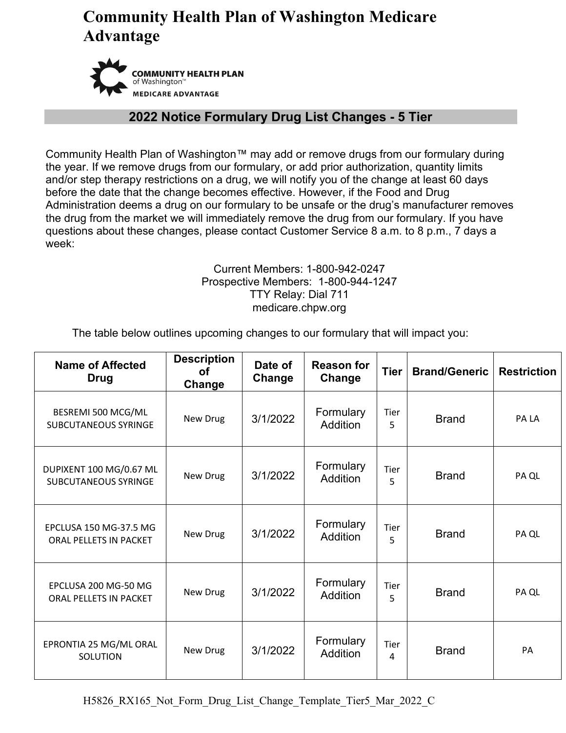# Community Health Plan of Washington Medicare Advantage

COMMUNITY HEALTH PLAN of Washington™ MEDICARE ADVANTAGE

## 2022 Notice Formulary Drug List Changes - 5 Tier

Community Health Plan of Washington™ may add or remove drugs from our formulary during the year. If we remove drugs from our formulary, or add prior authorization, quantity limits and/or step therapy restrictions on a drug, we will notify you of the change at least 60 days before the date that the change becomes effective. However, if the Food and Drug Administration deems a drug on our formulary to be unsafe or the drug's manufacturer removes the drug from the market we will immediately remove the drug from our formulary. If you have questions about these changes, please contact Customer Service 8 a.m. to 8 p.m., 7 days a week:

Current Members: 1-800-942-0247
Prospective Members: 1-800-944-1247
TTY Relay: Dial 711
medicare.chpw.org

The table below outlines upcoming changes to our formulary that will impact you:

| Name of Affected Drug | Description of Change | Date of Change | Reason for Change | Tier | Brand/Generic | Restriction |
|---|---|---|---|---|---|---|
| BESREMI 500 MCG/ML SUBCUTANEOUS SYRINGE | New Drug | 3/1/2022 | Formulary Addition | Tier 5 | Brand | PA LA |
| DUPIXENT 100 MG/0.67 ML SUBCUTANEOUS SYRINGE | New Drug | 3/1/2022 | Formulary Addition | Tier 5 | Brand | PA QL |
| EPCLUSA 150 MG-37.5 MG ORAL PELLETS IN PACKET | New Drug | 3/1/2022 | Formulary Addition | Tier 5 | Brand | PA QL |
| EPCLUSA 200 MG-50 MG ORAL PELLETS IN PACKET | New Drug | 3/1/2022 | Formulary Addition | Tier 5 | Brand | PA QL |
| EPRONTIA 25 MG/ML ORAL SOLUTION | New Drug | 3/1/2022 | Formulary Addition | Tier 4 | Brand | PA |

H5826_RX165_Not_Form_Drug_List_Change_Template_Tier5_Mar_2022_C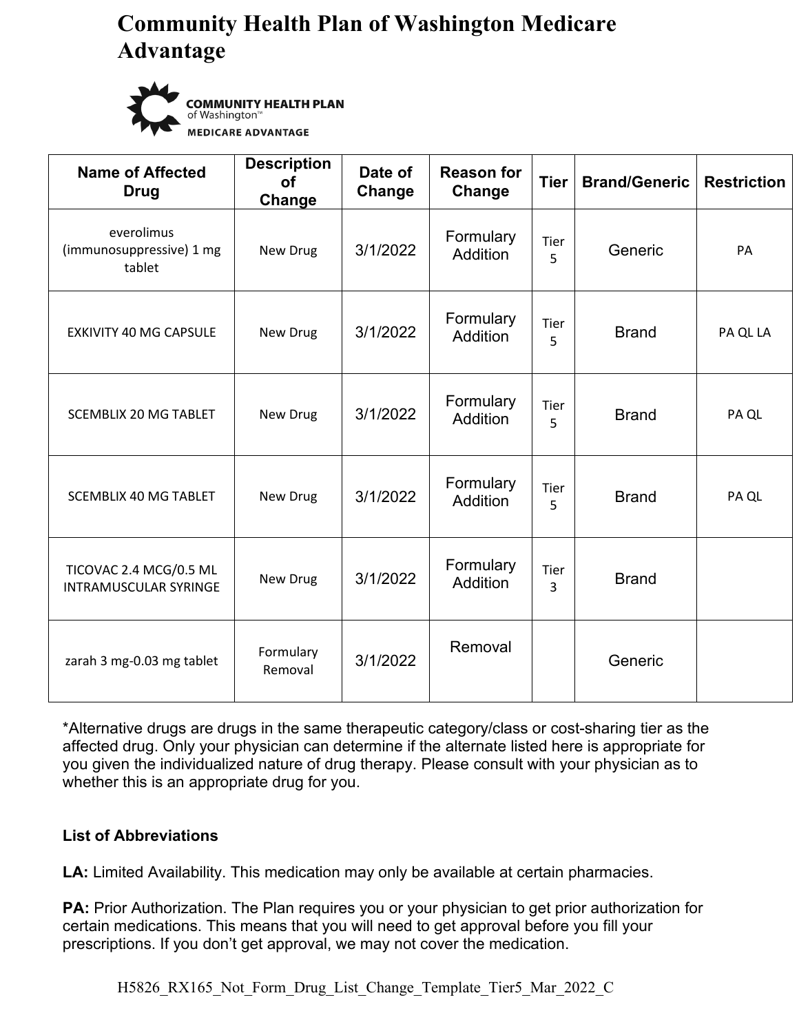# Community Health Plan of Washington Medicare Advantage

| Name of Affected Drug | Description of Change | Date of Change | Reason for Change | Tier | Brand/Generic | Restriction |
|---|---|---|---|---|---|---|
| everolimus (immunosuppressive) 1 mg tablet | New Drug | 3/1/2022 | Formulary Addition | Tier 5 | Generic | PA |
| EXKIVITY 40 MG CAPSULE | New Drug | 3/1/2022 | Formulary Addition | Tier 5 | Brand | PA QL LA |
| SCEMBLIX 20 MG TABLET | New Drug | 3/1/2022 | Formulary Addition | Tier 5 | Brand | PA QL |
| SCEMBLIX 40 MG TABLET | New Drug | 3/1/2022 | Formulary Addition | Tier 5 | Brand | PA QL |
| TICOVAC 2.4 MCG/0.5 ML INTRAMUSCULAR SYRINGE | New Drug | 3/1/2022 | Formulary Addition | Tier 3 | Brand | |
| zarah 3 mg-0.03 mg tablet | Formulary Removal | 3/1/2022 | Removal | | Generic | |

*Alternative drugs are drugs in the same therapeutic category/class or cost-sharing tier as the affected drug. Only your physician can determine if the alternate listed here is appropriate for you given the individualized nature of drug therapy. Please consult with your physician as to whether this is an appropriate drug for you.

**List of Abbreviations**

**LA:** Limited Availability. This medication may only be available at certain pharmacies.

**PA:** Prior Authorization. The Plan requires you or your physician to get prior authorization for certain medications. This means that you will need to get approval before you fill your prescriptions. If you don't get approval, we may not cover the medication.

H5826_RX165_Not_Form_Drug_List_Change_Template_Tier5_Mar_2022_C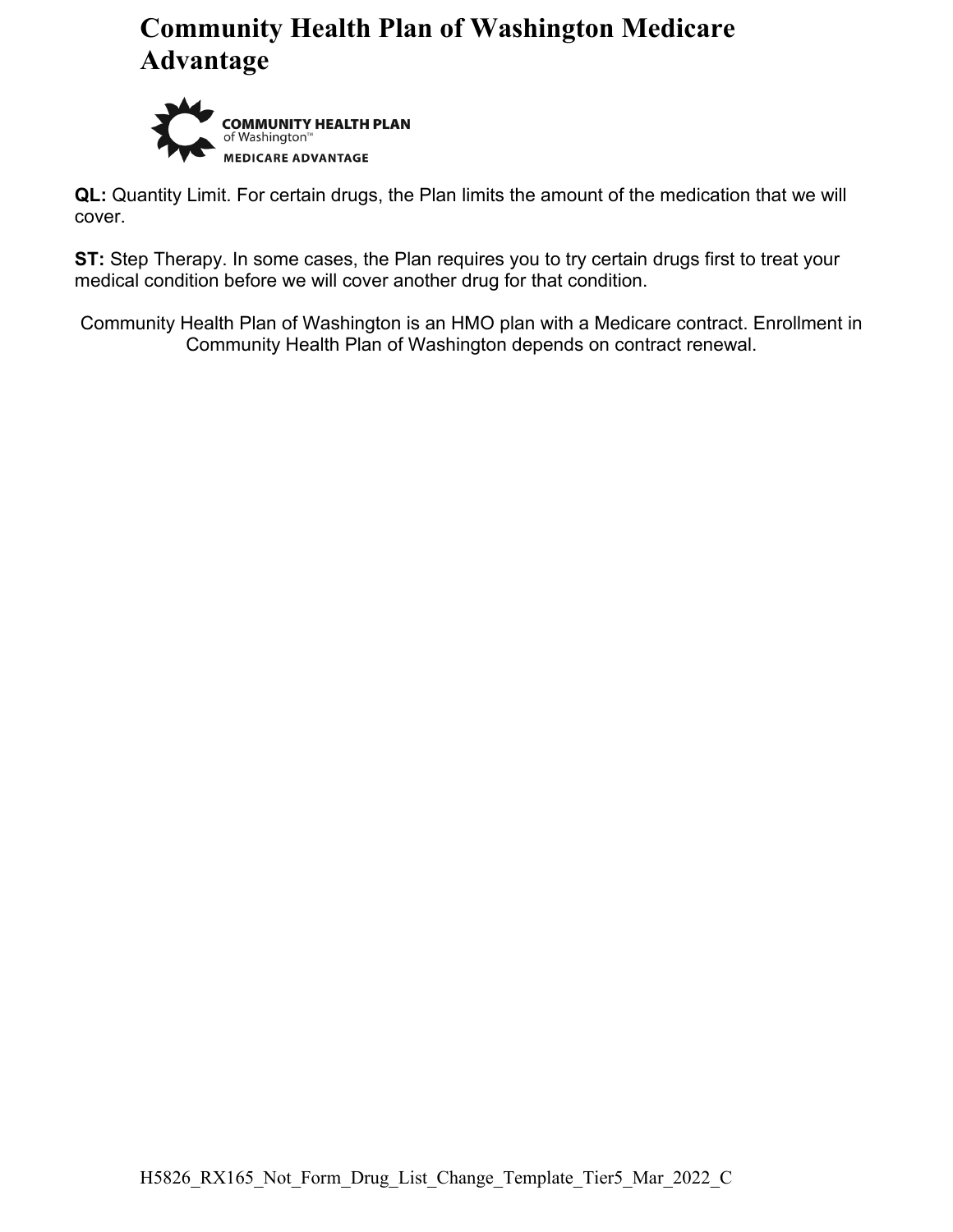**QL:** Quantity Limit. For certain drugs, the Plan limits the amount of the medication that we will cover.

**ST:** Step Therapy. In some cases, the Plan requires you to try certain drugs first to treat your medical condition before we will cover another drug for that condition.

Community Health Plan of Washington is an HMO plan with a Medicare contract. Enrollment in Community Health Plan of Washington depends on contract renewal.